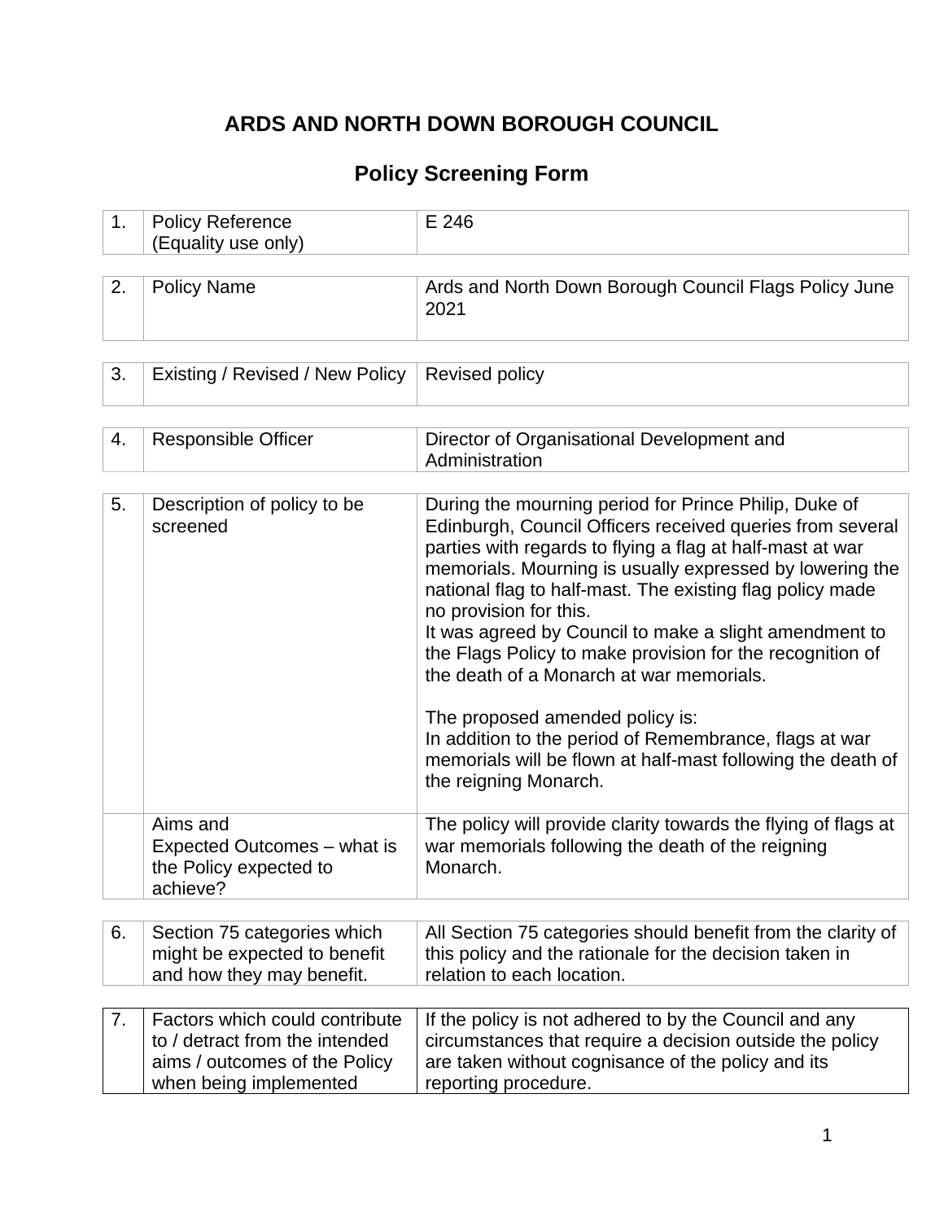# ARDS AND NORTH DOWN BOROUGH COUNCIL

## Policy Screening Form

| | | |
|---|---|---|
| 1. | Policy Reference (Equality use only) | E 246 |

| | | |
|---|---|---|
| 2. | Policy Name | Ards and North Down Borough Council Flags Policy June 2021 |

| | | |
|---|---|---|
| 3. | Existing / Revised / New Policy | Revised policy |

| | | |
|---|---|---|
| 4. | Responsible Officer | Director of Organisational Development and Administration |

| | | |
|---|---|---|
| 5. | Description of policy to be screened | During the mourning period for Prince Philip, Duke of Edinburgh, Council Officers received queries from several parties with regards to flying a flag at half-mast at war memorials. Mourning is usually expressed by lowering the national flag to half-mast. The existing flag policy made no provision for this.<br>It was agreed by Council to make a slight amendment to the Flags Policy to make provision for the recognition of the death of a Monarch at war memorials.<br><br>The proposed amended policy is:<br>In addition to the period of Remembrance, flags at war memorials will be flown at half-mast following the death of the reigning Monarch. |
| | Aims and Expected Outcomes – what is the Policy expected to achieve? | The policy will provide clarity towards the flying of flags at war memorials following the death of the reigning Monarch. |

| | | |
|---|---|---|
| 6. | Section 75 categories which might be expected to benefit and how they may benefit. | All Section 75 categories should benefit from the clarity of this policy and the rationale for the decision taken in relation to each location. |

| | | |
|---|---|---|
| 7. | Factors which could contribute to / detract from the intended aims / outcomes of the Policy when being implemented | If the policy is not adhered to by the Council and any circumstances that require a decision outside the policy are taken without cognisance of the policy and its reporting procedure. |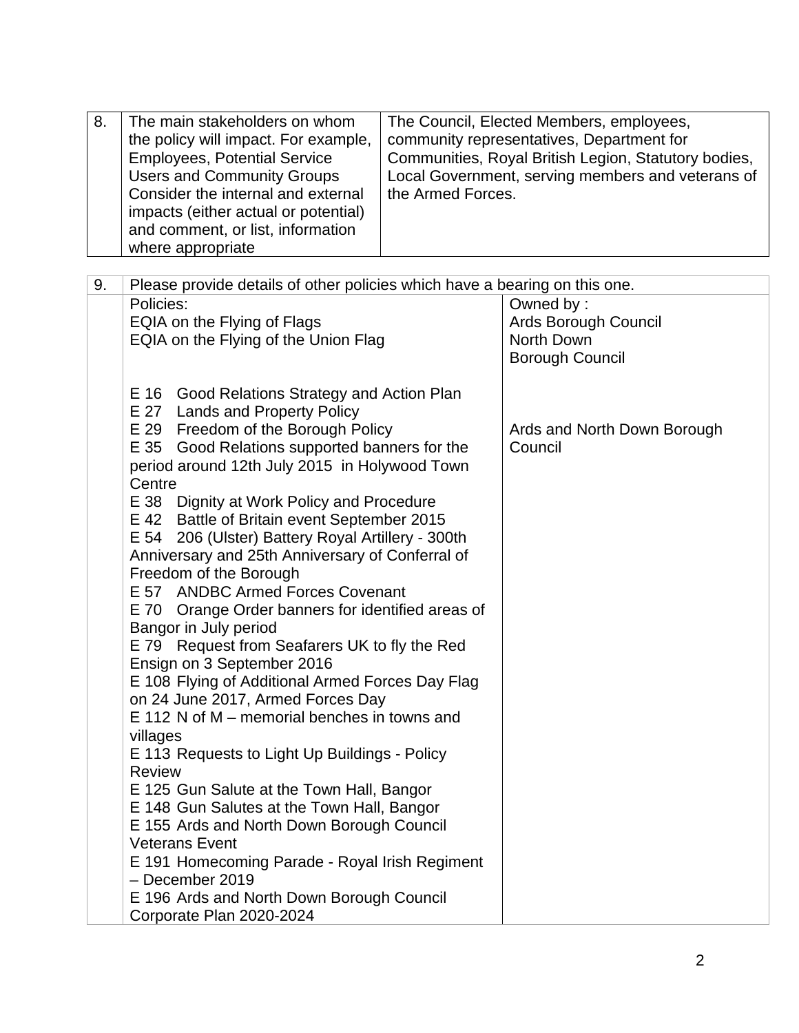| 8. | The main stakeholders on whom the policy will impact. For example, Employees, Potential Service Users and Community Groups Consider the internal and external impacts (either actual or potential) and comment, or list, information where appropriate | The Council, Elected Members, employees, community representatives, Department for Communities, Royal British Legion, Statutory bodies, Local Government, serving members and veterans of the Armed Forces. |
|---|---|---|

| 9. | Please provide details of other policies which have a bearing on this one. | |
|---|---|---|
| | Policies:<br>EQIA on the Flying of Flags<br>EQIA on the Flying of the Union Flag | Owned by :<br>Ards Borough Council<br>North Down Borough Council |
| | E 16 Good Relations Strategy and Action Plan<br>E 27 Lands and Property Policy<br>E 29 Freedom of the Borough Policy<br>E 35 Good Relations supported banners for the period around 12th July 2015 in Holywood Town Centre<br>E 38 Dignity at Work Policy and Procedure<br>E 42 Battle of Britain event September 2015<br>E 54 206 (Ulster) Battery Royal Artillery - 300th Anniversary and 25th Anniversary of Conferral of Freedom of the Borough<br>E 57 ANDBC Armed Forces Covenant<br>E 70 Orange Order banners for identified areas of Bangor in July period<br>E 79 Request from Seafarers UK to fly the Red Ensign on 3 September 2016<br>E 108 Flying of Additional Armed Forces Day Flag on 24 June 2017, Armed Forces Day<br>E 112 N of M – memorial benches in towns and villages<br>E 113 Requests to Light Up Buildings - Policy Review<br>E 125 Gun Salute at the Town Hall, Bangor<br>E 148 Gun Salutes at the Town Hall, Bangor<br>E 155 Ards and North Down Borough Council Veterans Event<br>E 191 Homecoming Parade - Royal Irish Regiment – December 2019<br>E 196 Ards and North Down Borough Council Corporate Plan 2020-2024 | Ards and North Down Borough Council |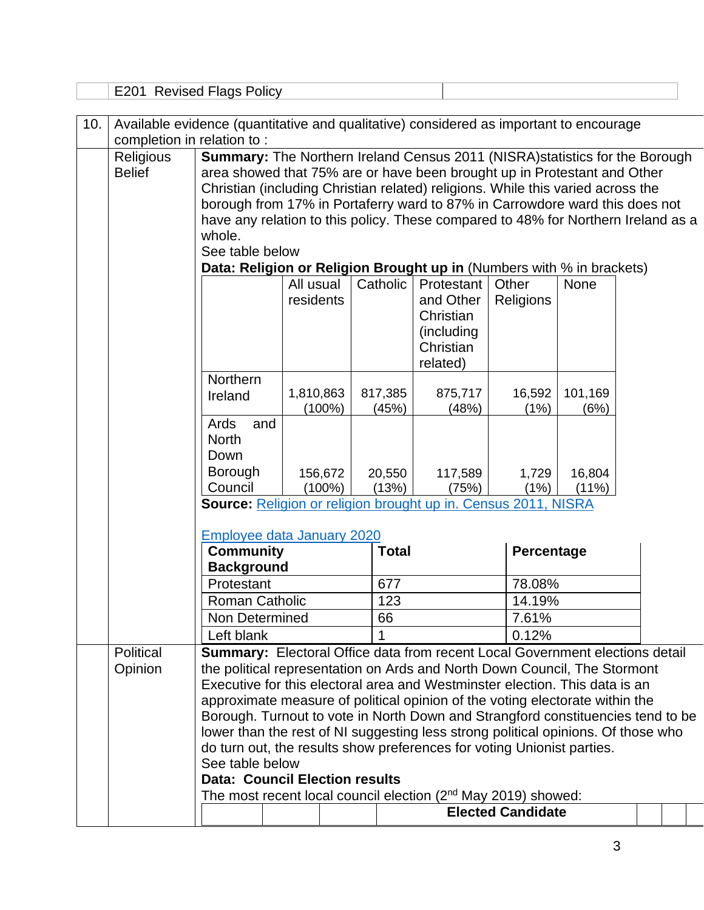| | E201 Revised Flags Policy | |
|---|---|---|

**10.** Available evidence (quantitative and qualitative) considered as important to encourage completion in relation to :

**Religious Belief**

**Summary:** The Northern Ireland Census 2011 (NISRA)statistics for the Borough area showed that 75% are or have been brought up in Protestant and Other Christian (including Christian related) religions. While this varied across the borough from 17% in Portaferry ward to 87% in Carrowdore ward this does not have any relation to this policy. These compared to 48% for Northern Ireland as a whole.

See table below

**Data: Religion or Religion Brought up in** (Numbers with % in brackets)

| | All usual residents | Catholic | Protestant and Other Christian (including Christian related) | Other Religions | None |
|---|---|---|---|---|---|
| Northern Ireland | 1,810,863 (100%) | 817,385 (45%) | 875,717 (48%) | 16,592 (1%) | 101,169 (6%) |
| Ards and North Down Borough Council | 156,672 (100%) | 20,550 (13%) | 117,589 (75%) | 1,729 (1%) | 16,804 (11%) |

**Source:** Religion or religion brought up in. Census 2011, NISRA

Employee data January 2020

| Community Background | Total | Percentage |
|---|---|---|
| Protestant | 677 | 78.08% |
| Roman Catholic | 123 | 14.19% |
| Non Determined | 66 | 7.61% |
| Left blank | 1 | 0.12% |

**Political Opinion**

**Summary:** Electoral Office data from recent Local Government elections detail the political representation on Ards and North Down Council, The Stormont Executive for this electoral area and Westminster election. This data is an approximate measure of political opinion of the voting electorate within the Borough. Turnout to vote in North Down and Strangford constituencies tend to be lower than the rest of NI suggesting less strong political opinions. Of those who do turn out, the results show preferences for voting Unionist parties.

See table below

**Data: Council Election results**

The most recent local council election (2nd May 2019) showed:

| | | | Elected Candidate | | | |
|---|---|---|---|---|---|---|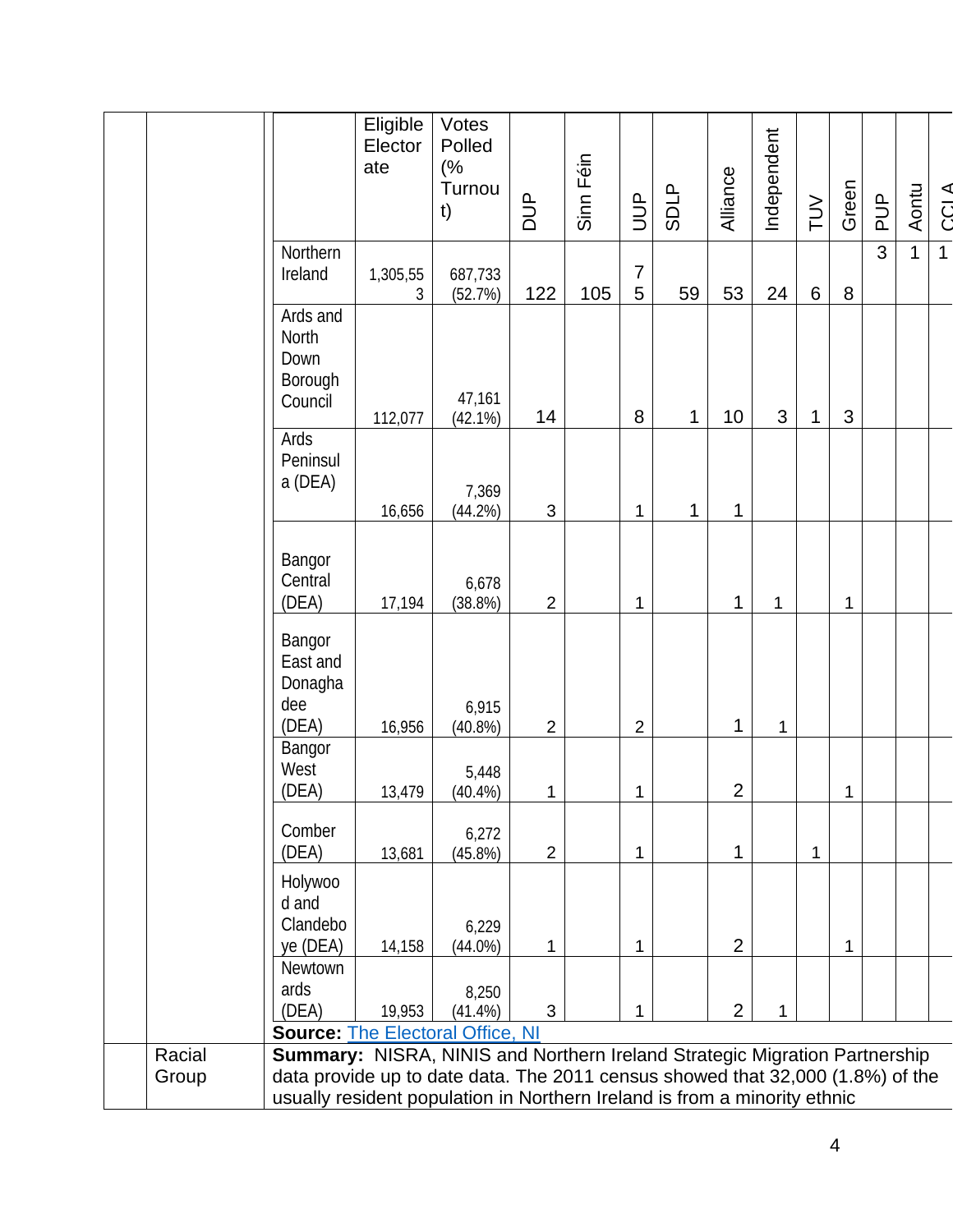| | Eligible Electorate | Votes Polled (% Turnout) | DUP | Sinn Féin | UUP | SDLP | Alliance | Independent | TUV | Green | PUP | Aontu | CCLA |
|---|---|---|---|---|---|---|---|---|---|---|---|---|---|
| Northern Ireland | 1,305,553 | 687,733 (52.7%) | 122 | 105 | 75 | 59 | 53 | 24 | 6 | 8 | 3 | 1 | 1 |
| Ards and North Down Borough Council | 112,077 | 47,161 (42.1%) | 14 | | 8 | 1 | 10 | 3 | 1 | 3 | | | |
| Ards Peninsula (DEA) | 16,656 | 7,369 (44.2%) | 3 | | 1 | 1 | 1 | | | | | | |
| Bangor Central (DEA) | 17,194 | 6,678 (38.8%) | 2 | | 1 | | 1 | 1 | | 1 | | | |
| Bangor East and Donaghadee (DEA) | 16,956 | 6,915 (40.8%) | 2 | | 2 | | 1 | 1 | | | | | |
| Bangor West (DEA) | 13,479 | 5,448 (40.4%) | 1 | | 1 | | 2 | | | 1 | | | |
| Comber (DEA) | 13,681 | 6,272 (45.8%) | 2 | | 1 | | 1 | | 1 | | | | |
| Holywood and Clandeboye (DEA) | 14,158 | 6,229 (44.0%) | 1 | | 1 | | 2 | | | 1 | | | |
| Newtownards (DEA) | 19,953 | 8,250 (41.4%) | 3 | | 1 | | 2 | 1 | | | | | |

**Source:** The Electoral Office, NI

| | |
|---|---|
| Racial Group | **Summary:** NISRA, NINIS and Northern Ireland Strategic Migration Partnership data provide up to date data. The 2011 census showed that 32,000 (1.8%) of the usually resident population in Northern Ireland is from a minority ethnic |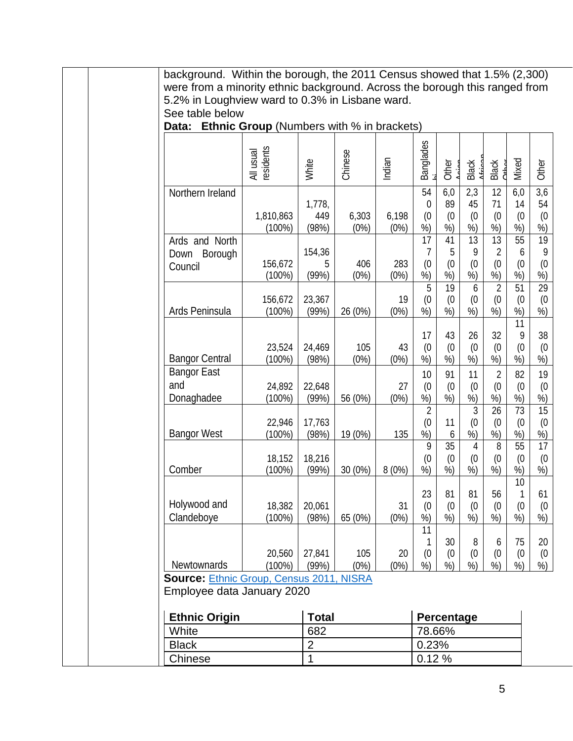background. Within the borough, the 2011 Census showed that 1.5% (2,300) were from a minority ethnic background. Across the borough this ranged from 5.2% in Loughview ward to 0.3% in Lisbane ward.

See table below

**Data: Ethnic Group** (Numbers with % in brackets)

| | All usual residents | White | Chinese | Indian | Bangladeshi | Other Asian | Black African | Black Other | Mixed | Other |
|---|---|---|---|---|---|---|---|---|---|---|
| Northern Ireland | 1,810,863 (100%) | 1,778,449 (98%) | 6,303 (0%) | 6,198 (0%) | 540 (0%) | 6,089 (0%) | 2,345 (0%) | 1271 (0%) | 6,014 (0%) | 3,654 (0%) |
| Ards and North Down Borough Council | 156,672 (100%) | 154,365 (99%) | 406 (0%) | 283 (0%) | 177 (0%) | 415 (0%) | 139 (0%) | 132 (0%) | 556 (0%) | 199 (0%) |
| Ards Peninsula | 156,672 (100%) | 23,367 (99%) | 26 (0%) | 19 (0%) | 5 (0%) | 19 (0%) | 6 (0%) | 2 (0%) | 51 (0%) | 29 (0%) |
| Bangor Central | 23,524 (100%) | 24,469 (98%) | 105 (0%) | 43 (0%) | 17 (0%) | 43 (0%) | 26 (0%) | 32 (0%) | 119 (0%) | 38 (0%) |
| Bangor East and Donaghadee | 24,892 (100%) | 22,648 (99%) | 56 (0%) | 27 (0%) | 10 (0%) | 91 (0%) | 11 (0%) | 2 (0%) | 82 (0%) | 19 (0%) |
| Bangor West | 22,946 (100%) | 17,763 (98%) | 19 (0%) | 135 | 2 (0%) | 116 | 3 (0%) | 26 (0%) | 73 (0%) | 15 (0%) |
| Comber | 18,152 (100%) | 18,216 (99%) | 30 (0%) | 8 (0%) | 9 (0%) | 35 (0%) | 4 (0%) | 8 (0%) | 55 (0%) | 17 (0%) |
| Holywood and Clandeboye | 18,382 (100%) | 20,061 (98%) | 65 (0%) | 31 (0%) | 23 (0%) | 81 (0%) | 81 (0%) | 56 (0%) | 101 (0%) | 61 (0%) |
| Newtownards | 20,560 (100%) | 27,841 (99%) | 105 (0%) | 20 (0%) | 111 (0%) | 30 (0%) | 8 (0%) | 6 (0%) | 75 (0%) | 20 (0%) |

**Source:** [Ethnic Group, Census 2011, NISRA]()

Employee data January 2020

| Ethnic Origin | Total | Percentage |
|---|---|---|
| White | 682 | 78.66% |
| Black | 2 | 0.23% |
| Chinese | 1 | 0.12 % |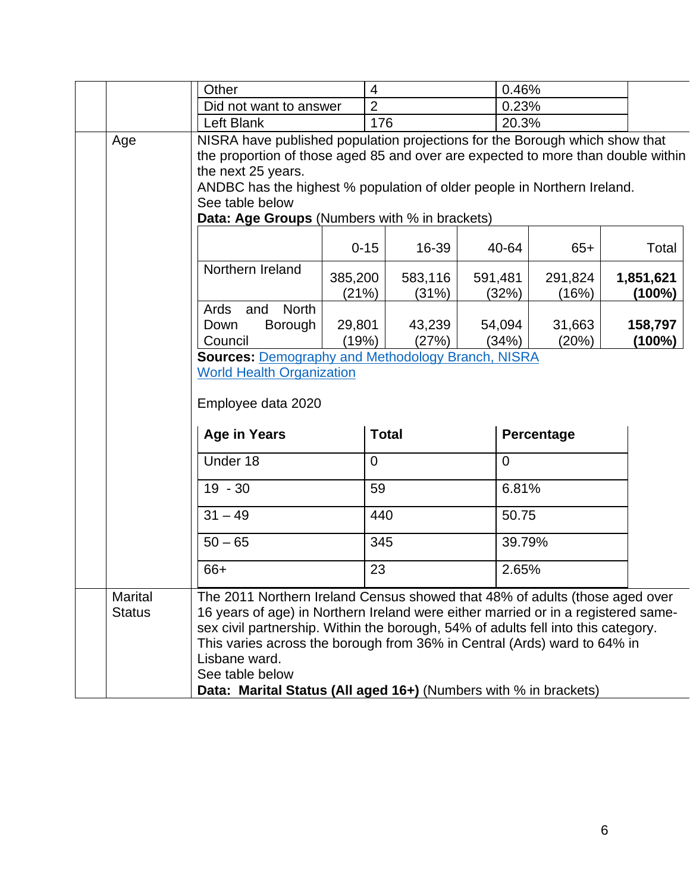| Other | 4 | 0.46% |
|---|---|---|
| Did not want to answer | 2 | 0.23% |
| Left Blank | 176 | 20.3% |

**Age**

NISRA have published population projections for the Borough which show that the proportion of those aged 85 and over are expected to more than double within the next 25 years.

ANDBC has the highest % population of older people in Northern Ireland.

See table below

**Data: Age Groups** (Numbers with % in brackets)

| | 0-15 | 16-39 | 40-64 | 65+ | Total |
|---|---|---|---|---|---|
| Northern Ireland | 385,200 (21%) | 583,116 (31%) | 591,481 (32%) | 291,824 (16%) | **1,851,621 (100%)** |
| Ards and North Down Borough Council | 29,801 (19%) | 43,239 (27%) | 54,094 (34%) | 31,663 (20%) | **158,797 (100%)** |

**Sources:** Demography and Methodology Branch, NISRA
World Health Organization

Employee data 2020

| Age in Years | Total | Percentage |
|---|---|---|
| Under 18 | 0 | 0 |
| 19 - 30 | 59 | 6.81% |
| 31 – 49 | 440 | 50.75 |
| 50 – 65 | 345 | 39.79% |
| 66+ | 23 | 2.65% |

**Marital Status**

The 2011 Northern Ireland Census showed that 48% of adults (those aged over 16 years of age) in Northern Ireland were either married or in a registered same-sex civil partnership. Within the borough, 54% of adults fell into this category. This varies across the borough from 36% in Central (Ards) ward to 64% in Lisbane ward.

See table below

**Data: Marital Status (All aged 16+)** (Numbers with % in brackets)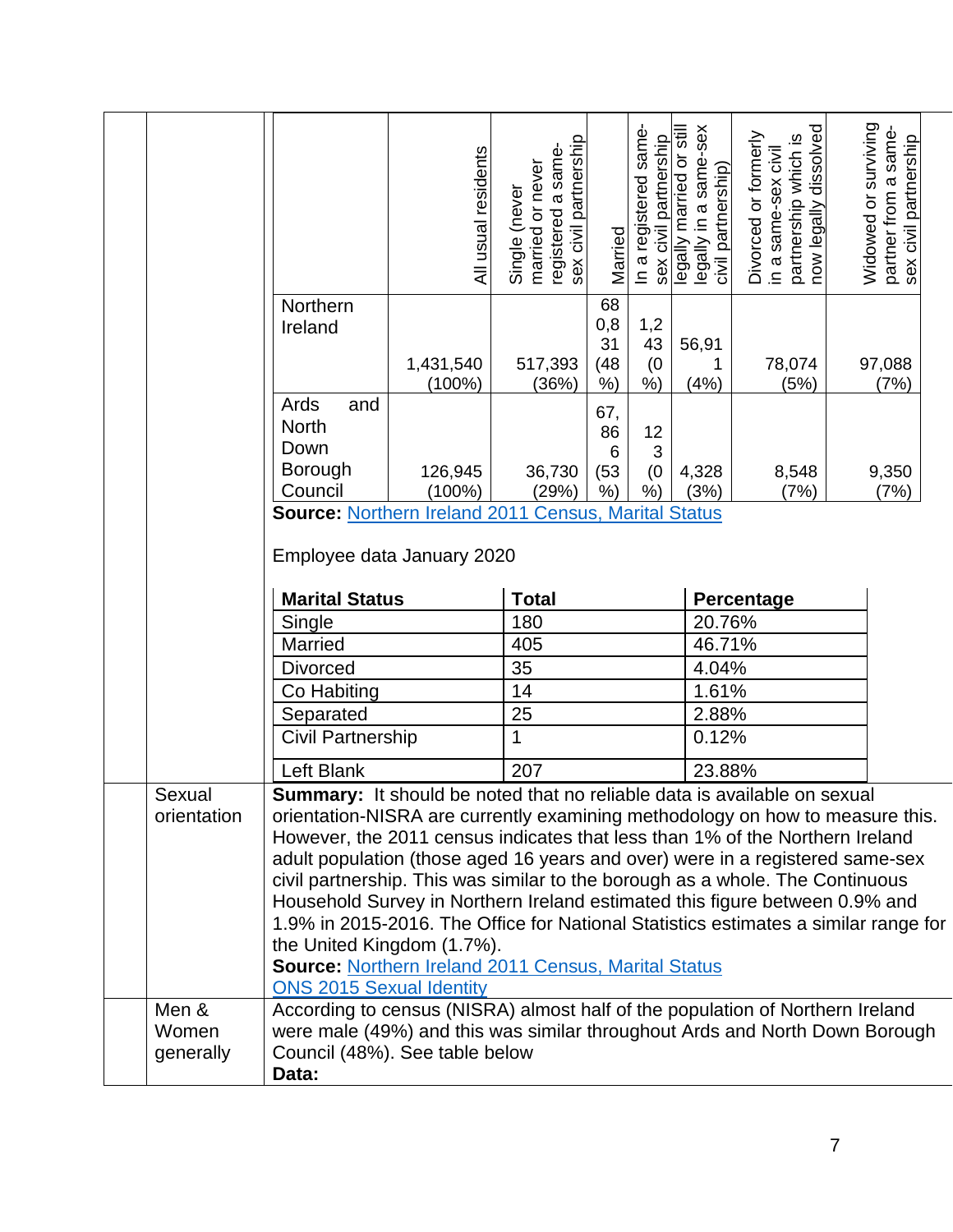| | All usual residents | Single (never married or never registered a same-sex civil partnership | Married | In a registered same-sex civil partnership | Separated (but still legally married or still legally in a same-sex civil partnership) | Divorced or formerly in a same-sex civil partnership which is now legally dissolved | Widowed or surviving partner from a same-sex civil partnership |
|---|---|---|---|---|---|---|---|
| Northern Ireland | 1,431,540 (100%) | 517,393 (36%) | 680,831 (48%) | 1,243 (0%) | 56,911 (4%) | 78,074 (5%) | 97,088 (7%) |
| Ards and North Down Borough Council | 126,945 (100%) | 36,730 (29%) | 67,866 (53%) | 123 (0%) | 4,328 (3%) | 8,548 (7%) | 9,350 (7%) |

**Source:** Northern Ireland 2011 Census, Marital Status

Employee data January 2020

| Marital Status | Total | Percentage |
|---|---|---|
| Single | 180 | 20.76% |
| Married | 405 | 46.71% |
| Divorced | 35 | 4.04% |
| Co Habiting | 14 | 1.61% |
| Separated | 25 | 2.88% |
| Civil Partnership | 1 | 0.12% |
| Left Blank | 207 | 23.88% |

**Sexual orientation**

**Summary:** It should be noted that no reliable data is available on sexual orientation-NISRA are currently examining methodology on how to measure this. However, the 2011 census indicates that less than 1% of the Northern Ireland adult population (those aged 16 years and over) were in a registered same-sex civil partnership. This was similar to the borough as a whole. The Continuous Household Survey in Northern Ireland estimated this figure between 0.9% and 1.9% in 2015-2016. The Office for National Statistics estimates a similar range for the United Kingdom (1.7%).

**Source:** Northern Ireland 2011 Census, Marital Status
ONS 2015 Sexual Identity

**Men & Women generally**

According to census (NISRA) almost half of the population of Northern Ireland were male (49%) and this was similar throughout Ards and North Down Borough Council (48%). See table below

**Data:**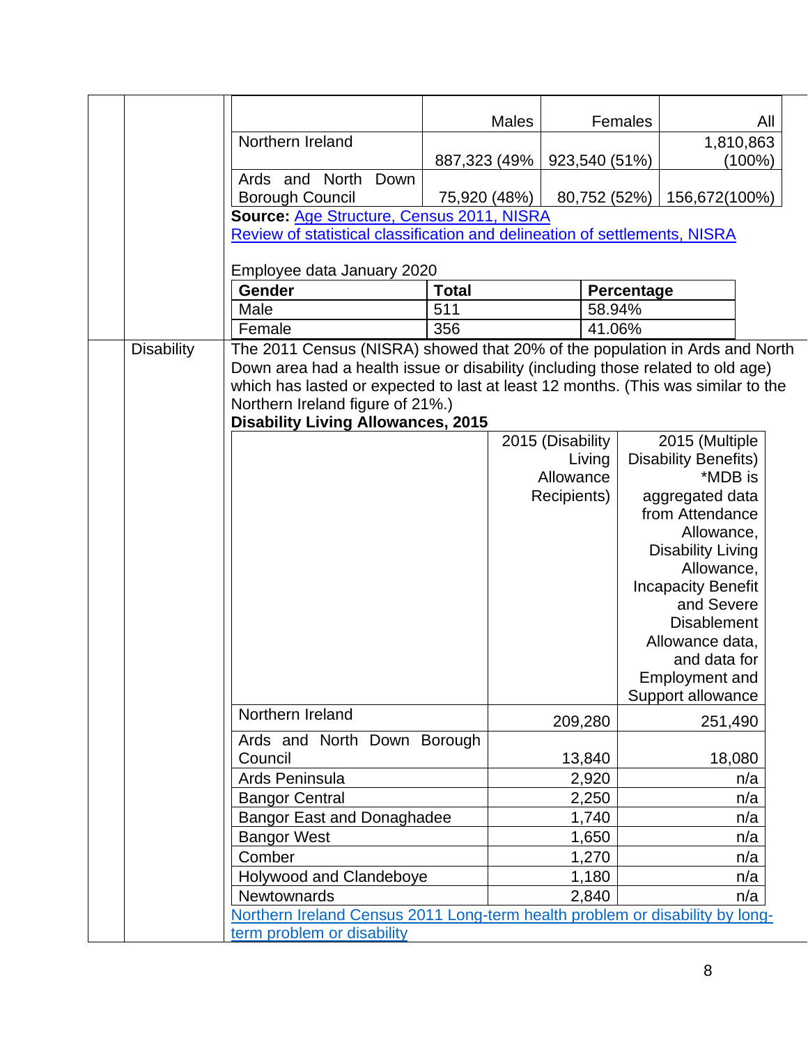| | Males | Females | All |
|---|---|---|---|
| Northern Ireland | 887,323 (49% | 923,540 (51%) | 1,810,863 (100%) |
| Ards and North Down Borough Council | 75,920 (48%) | 80,752 (52%) | 156,672(100%) |

**Source:** Age Structure, Census 2011, NISRA
Review of statistical classification and delineation of settlements, NISRA

Employee data January 2020

| Gender | Total | Percentage |
|---|---|---|
| Male | 511 | 58.94% |
| Female | 356 | 41.06% |

**Disability**

The 2011 Census (NISRA) showed that 20% of the population in Ards and North Down area had a health issue or disability (including those related to old age) which has lasted or expected to last at least 12 months. (This was similar to the Northern Ireland figure of 21%.)

**Disability Living Allowances, 2015**

| | 2015 (Disability Living Allowance Recipients) | 2015 (Multiple Disability Benefits) *MDB is aggregated data from Attendance Allowance, Disability Living Allowance, Incapacity Benefit and Severe Disablement Allowance data, and data for Employment and Support allowance |
|---|---|---|
| Northern Ireland | 209,280 | 251,490 |
| Ards and North Down Borough Council | 13,840 | 18,080 |
| Ards Peninsula | 2,920 | n/a |
| Bangor Central | 2,250 | n/a |
| Bangor East and Donaghadee | 1,740 | n/a |
| Bangor West | 1,650 | n/a |
| Comber | 1,270 | n/a |
| Holywood and Clandeboye | 1,180 | n/a |
| Newtownards | 2,840 | n/a |

Northern Ireland Census 2011 Long-term health problem or disability by long-term problem or disability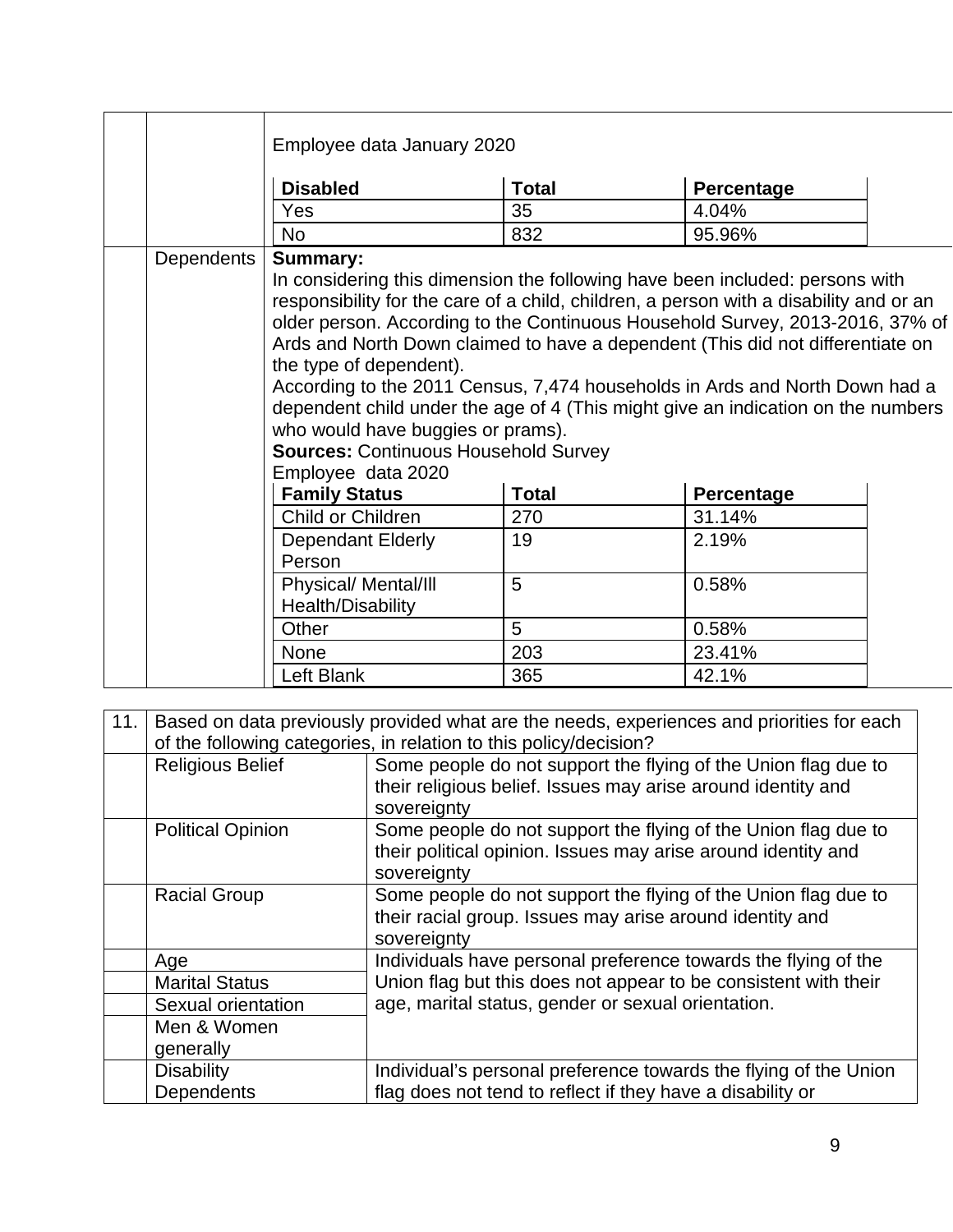Employee data January 2020

| Disabled | Total | Percentage |
|---|---|---|
| Yes | 35 | 4.04% |
| No | 832 | 95.96% |

**Dependents**

**Summary:**
In considering this dimension the following have been included: persons with responsibility for the care of a child, children, a person with a disability and or an older person. According to the Continuous Household Survey, 2013-2016, 37% of Ards and North Down claimed to have a dependent (This did not differentiate on the type of dependent).
According to the 2011 Census, 7,474 households in Ards and North Down had a dependent child under the age of 4 (This might give an indication on the numbers who would have buggies or prams).
**Sources:** Continuous Household Survey
Employee data 2020

| Family Status | Total | Percentage |
|---|---|---|
| Child or Children | 270 | 31.14% |
| Dependant Elderly Person | 19 | 2.19% |
| Physical/ Mental/Ill Health/Disability | 5 | 0.58% |
| Other | 5 | 0.58% |
| None | 203 | 23.41% |
| Left Blank | 365 | 42.1% |

| 11. | Based on data previously provided what are the needs, experiences and priorities for each of the following categories, in relation to this policy/decision? | |
|---|---|---|
| | Religious Belief | Some people do not support the flying of the Union flag due to their religious belief. Issues may arise around identity and sovereignty |
| | Political Opinion | Some people do not support the flying of the Union flag due to their political opinion. Issues may arise around identity and sovereignty |
| | Racial Group | Some people do not support the flying of the Union flag due to their racial group. Issues may arise around identity and sovereignty |
| | Age | Individuals have personal preference towards the flying of the Union flag but this does not appear to be consistent with their age, marital status, gender or sexual orientation. |
| | Marital Status | |
| | Sexual orientation | |
| | Men & Women generally | |
| | Disability Dependents | Individual's personal preference towards the flying of the Union flag does not tend to reflect if they have a disability or |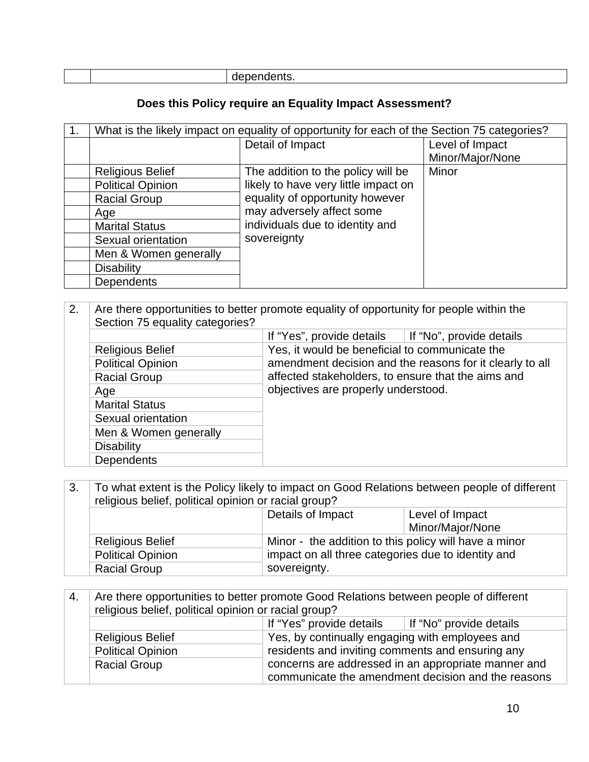| | | dependents. |
|---|---|---|

**Does this Policy require an Equality Impact Assessment?**

| 1. | What is the likely impact on equality of opportunity for each of the Section 75 categories? | | |
|---|---|---|---|
| | | Detail of Impact | Level of Impact Minor/Major/None |
| | Religious Belief | The addition to the policy will be likely to have very little impact on equality of opportunity however may adversely affect some individuals due to identity and sovereignty | Minor |
| | Political Opinion | | |
| | Racial Group | | |
| | Age | | |
| | Marital Status | | |
| | Sexual orientation | | |
| | Men & Women generally | | |
| | Disability | | |
| | Dependents | | |

| 2. | Are there opportunities to better promote equality of opportunity for people within the Section 75 equality categories? | | |
|---|---|---|---|
| | | If "Yes", provide details | If "No", provide details |
| | Religious Belief | Yes, it would be beneficial to communicate the amendment decision and the reasons for it clearly to all affected stakeholders, to ensure that the aims and objectives are properly understood. | |
| | Political Opinion | | |
| | Racial Group | | |
| | Age | | |
| | Marital Status | | |
| | Sexual orientation | | |
| | Men & Women generally | | |
| | Disability | | |
| | Dependents | | |

| 3. | To what extent is the Policy likely to impact on Good Relations between people of different religious belief, political opinion or racial group? | | |
|---|---|---|---|
| | | Details of Impact | Level of Impact Minor/Major/None |
| | Religious Belief | Minor - the addition to this policy will have a minor impact on all three categories due to identity and sovereignty. | |
| | Political Opinion | | |
| | Racial Group | | |

| 4. | Are there opportunities to better promote Good Relations between people of different religious belief, political opinion or racial group? | | |
|---|---|---|---|
| | | If "Yes" provide details | If "No" provide details |
| | Religious Belief | Yes, by continually engaging with employees and residents and inviting comments and ensuring any concerns are addressed in an appropriate manner and communicate the amendment decision and the reasons | |
| | Political Opinion | | |
| | Racial Group | | |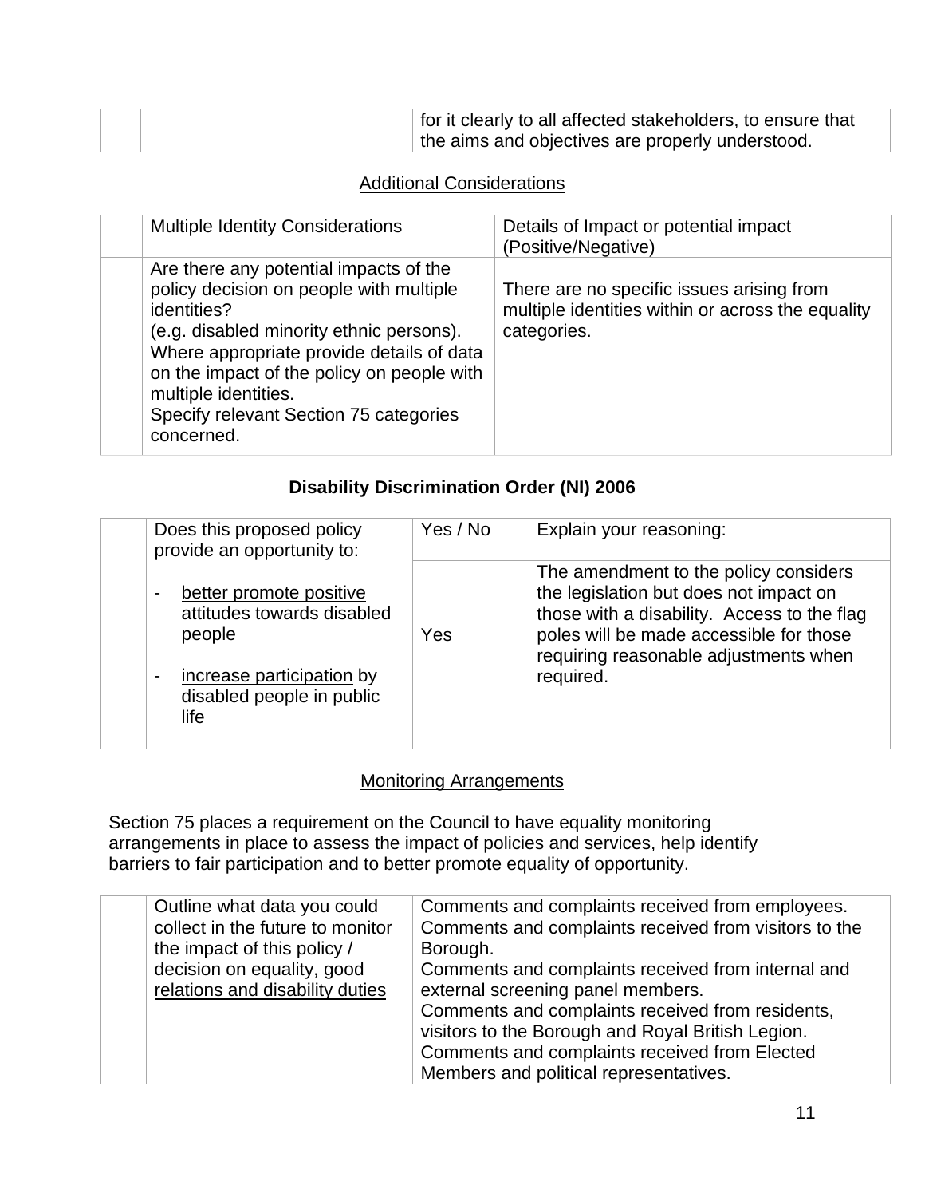| | | |
|---|---|---|
| | | for it clearly to all affected stakeholders, to ensure that the aims and objectives are properly understood. |

## Additional Considerations

| | Multiple Identity Considerations | Details of Impact or potential impact (Positive/Negative) |
|---|---|---|
| | Are there any potential impacts of the policy decision on people with multiple identities?<br>(e.g. disabled minority ethnic persons).<br>Where appropriate provide details of data on the impact of the policy on people with multiple identities.<br>Specify relevant Section 75 categories concerned. | There are no specific issues arising from multiple identities within or across the equality categories. |

## **Disability Discrimination Order (NI) 2006**

| | Does this proposed policy provide an opportunity to:<br><br>- better promote positive attitudes towards disabled people<br><br>- increase participation by disabled people in public life | Yes / No | Explain your reasoning: |
|---|---|---|---|
| | | Yes | The amendment to the policy considers the legislation but does not impact on those with a disability. Access to the flag poles will be made accessible for those requiring reasonable adjustments when required. |

## Monitoring Arrangements

Section 75 places a requirement on the Council to have equality monitoring arrangements in place to assess the impact of policies and services, help identify barriers to fair participation and to better promote equality of opportunity.

| | | |
|---|---|---|
| | Outline what data you could collect in the future to monitor the impact of this policy / decision on equality, good relations and disability duties | Comments and complaints received from employees.<br>Comments and complaints received from visitors to the Borough.<br>Comments and complaints received from internal and external screening panel members.<br>Comments and complaints received from residents, visitors to the Borough and Royal British Legion.<br>Comments and complaints received from Elected Members and political representatives. |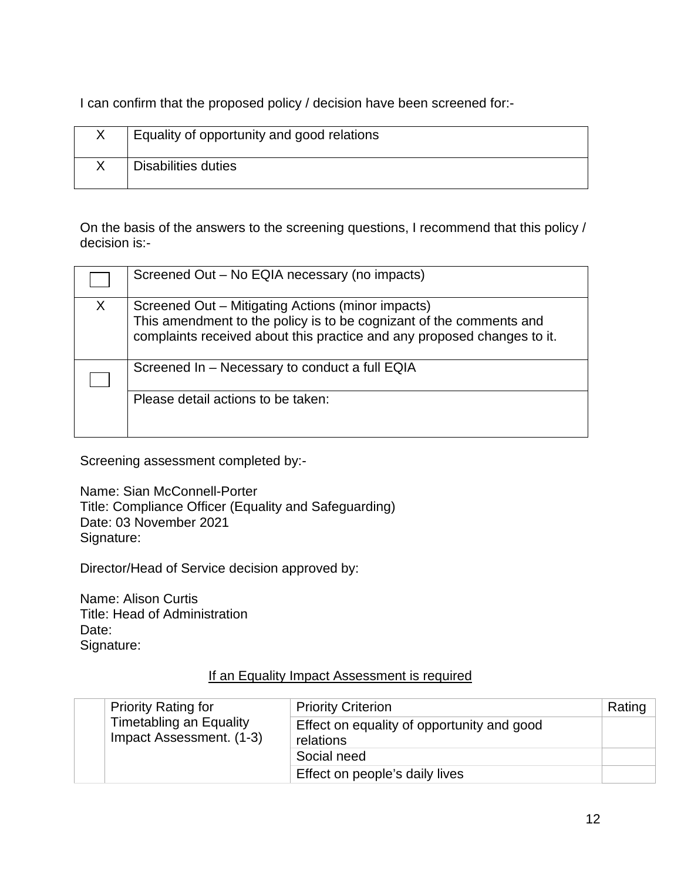I can confirm that the proposed policy / decision have been screened for:-

| | |
|---|---|
| X | Equality of opportunity and good relations |
| X | Disabilities duties |

On the basis of the answers to the screening questions, I recommend that this policy / decision is:-

| | |
|---|---|
| ☐ | Screened Out – No EQIA necessary (no impacts) |
| X | Screened Out – Mitigating Actions (minor impacts)<br>This amendment to the policy is to be cognizant of the comments and complaints received about this practice and any proposed changes to it. |
| ☐ | Screened In – Necessary to conduct a full EQIA |
| | Please detail actions to be taken: |

Screening assessment completed by:-

Name: Sian McConnell-Porter
Title: Compliance Officer (Equality and Safeguarding)
Date: 03 November 2021
Signature:

Director/Head of Service decision approved by:

Name: Alison Curtis
Title: Head of Administration
Date:
Signature:

<u>If an Equality Impact Assessment is required</u>

| | Priority Rating for Timetabling an Equality Impact Assessment. (1-3) | Priority Criterion | Rating |
|---|---|---|---|
| | | Effect on equality of opportunity and good relations | |
| | | Social need | |
| | | Effect on people's daily lives | |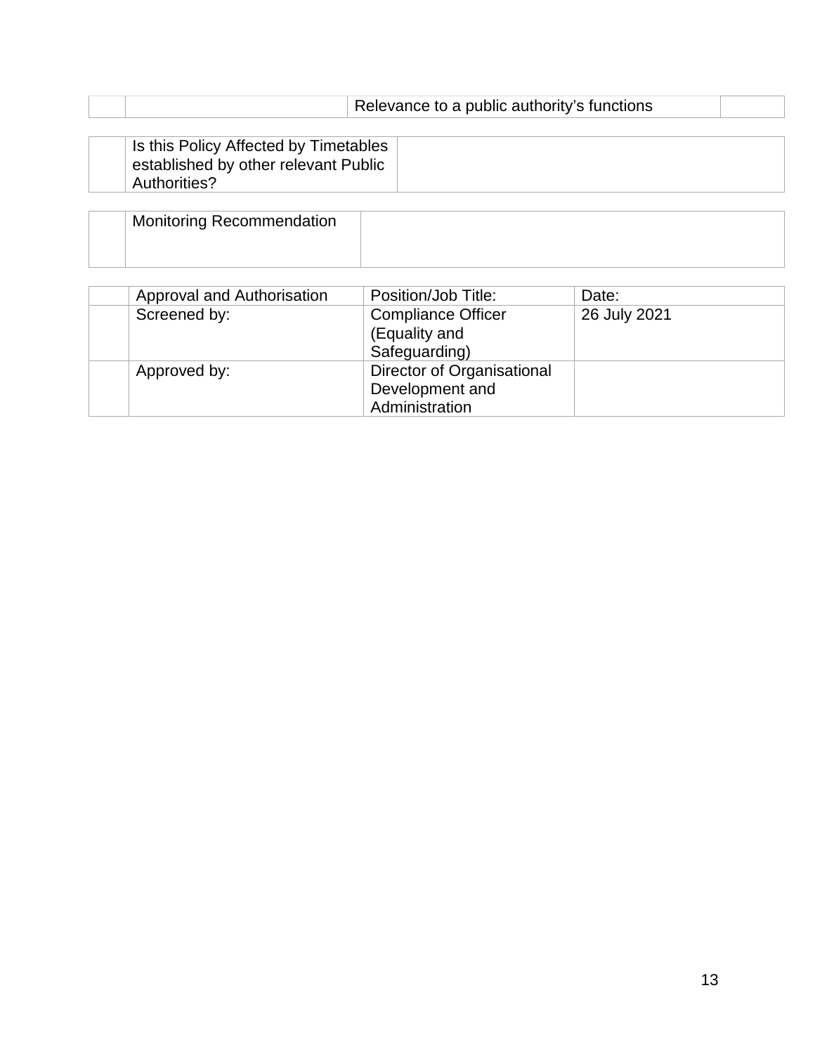| | | | |
|---|---|---|---|
| | | Relevance to a public authority's functions | |

| | | |
|---|---|---|
| | Is this Policy Affected by Timetables established by other relevant Public Authorities? | |

| | | |
|---|---|---|
| | Monitoring Recommendation | |

| | Approval and Authorisation | Position/Job Title: | Date: |
|---|---|---|---|
| | Screened by: | Compliance Officer (Equality and Safeguarding) | 26 July 2021 |
| | Approved by: | Director of Organisational Development and Administration | |